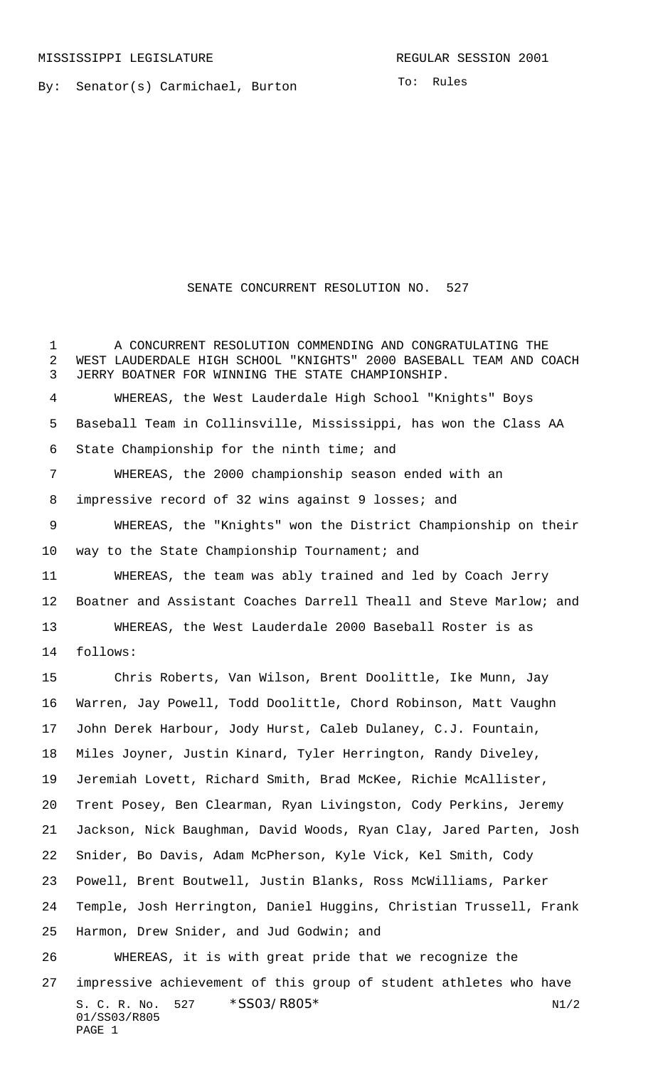MISSISSIPPI LEGISLATURE

REGULAR SESSION 2001

By: Senator(s) Carmichael, Burton

To: Rules

# SENATE CONCURRENT RESOLUTION NO. 527

A CONCURRENT RESOLUTION COMMENDING AND CONGRATULATING THE WEST LAUDERDALE HIGH SCHOOL "KNIGHTS" 2000 BASEBALL TEAM AND COACH JERRY BOATNER FOR WINNING THE STATE CHAMPIONSHIP.

WHEREAS, the West Lauderdale High School "Knights" Boys Baseball Team in Collinsville, Mississippi, has won the Class AA State Championship for the ninth time; and

WHEREAS, the 2000 championship season ended with an impressive record of 32 wins against 9 losses; and

WHEREAS, the "Knights" won the District Championship on their way to the State Championship Tournament; and

WHEREAS, the team was ably trained and led by Coach Jerry Boatner and Assistant Coaches Darrell Theall and Steve Marlow; and

WHEREAS, the West Lauderdale 2000 Baseball Roster is as follows:

Chris Roberts, Van Wilson, Brent Doolittle, Ike Munn, Jay Warren, Jay Powell, Todd Doolittle, Chord Robinson, Matt Vaughn John Derek Harbour, Jody Hurst, Caleb Dulaney, C.J. Fountain, Miles Joyner, Justin Kinard, Tyler Herrington, Randy Diveley, Jeremiah Lovett, Richard Smith, Brad McKee, Richie McAllister, Trent Posey, Ben Clearman, Ryan Livingston, Cody Perkins, Jeremy Jackson, Nick Baughman, David Woods, Ryan Clay, Jared Parten, Josh Snider, Bo Davis, Adam McPherson, Kyle Vick, Kel Smith, Cody Powell, Brent Boutwell, Justin Blanks, Ross McWilliams, Parker Temple, Josh Herrington, Daniel Huggins, Christian Trussell, Frank Harmon, Drew Snider, and Jud Godwin; and

WHEREAS, it is with great pride that we recognize the impressive achievement of this group of student athletes who have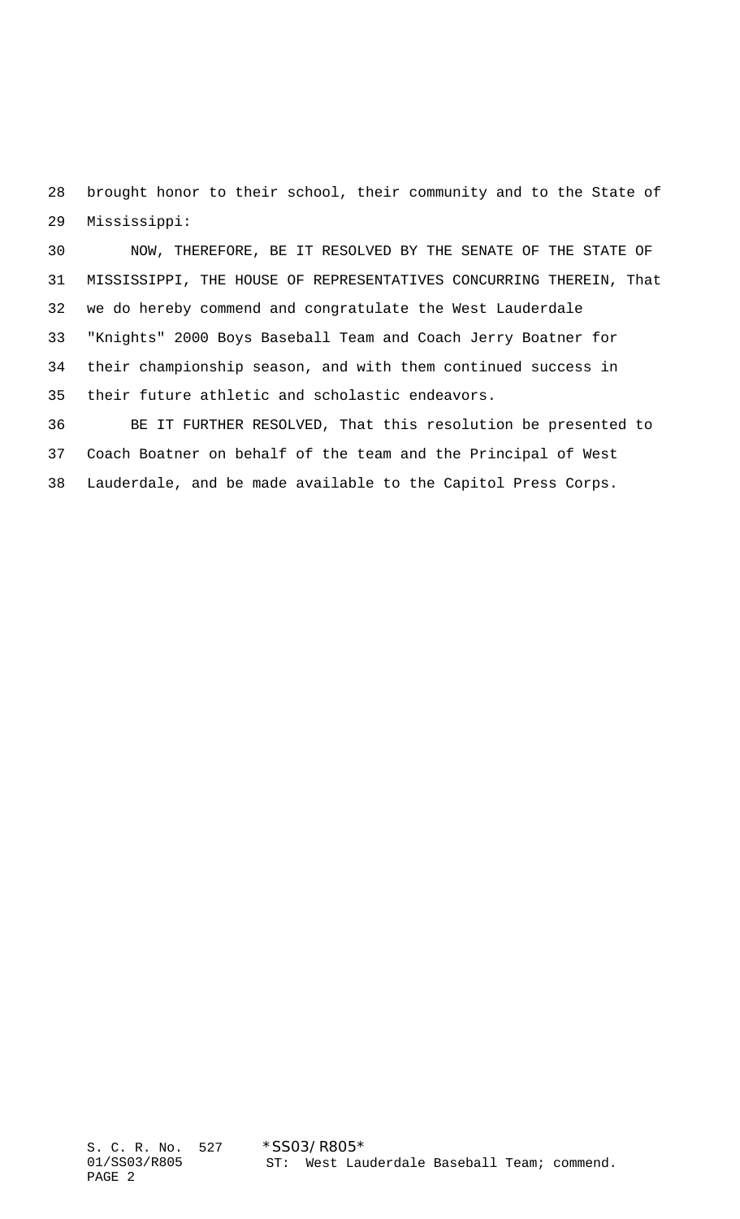brought honor to their school, their community and to the State of Mississippi:

NOW, THEREFORE, BE IT RESOLVED BY THE SENATE OF THE STATE OF MISSISSIPPI, THE HOUSE OF REPRESENTATIVES CONCURRING THEREIN, That we do hereby commend and congratulate the West Lauderdale "Knights" 2000 Boys Baseball Team and Coach Jerry Boatner for their championship season, and with them continued success in their future athletic and scholastic endeavors.

BE IT FURTHER RESOLVED, That this resolution be presented to Coach Boatner on behalf of the team and the Principal of West Lauderdale, and be made available to the Capitol Press Corps.